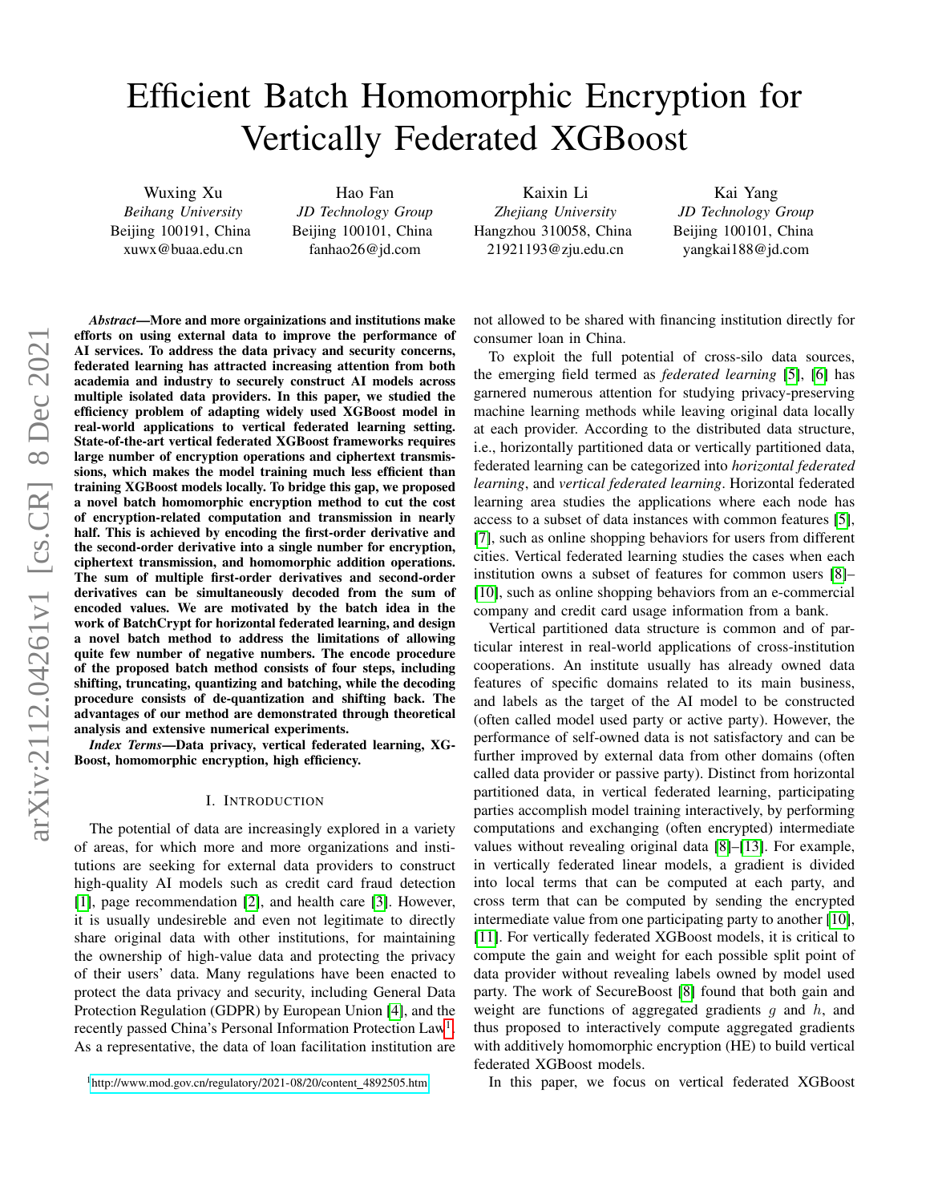# Efficient Batch Homomorphic Encryption for Vertically Federated XGBoost

Wuxing Xu
*Beihang University*
Beijing 100191, China
xuwx@buaa.edu.cn

Hao Fan
*JD Technology Group*
Beijing 100101, China
fanhao26@jd.com

Kaixin Li
*Zhejiang University*
Hangzhou 310058, China
21921193@zju.edu.cn

Kai Yang
*JD Technology Group*
Beijing 100101, China
yangkai188@jd.com

***Abstract*—More and more orgainizations and institutions make efforts on using external data to improve the performance of AI services. To address the data privacy and security concerns, federated learning has attracted increasing attention from both academia and industry to securely construct AI models across multiple isolated data providers. In this paper, we studied the efficiency problem of adapting widely used XGBoost model in real-world applications to vertical federated learning setting. State-of-the-art vertical federated XGBoost frameworks requires large number of encryption operations and ciphertext transmissions, which makes the model training much less efficient than training XGBoost models locally. To bridge this gap, we proposed a novel batch homomorphic encryption method to cut the cost of encryption-related computation and transmission in nearly half. This is achieved by encoding the first-order derivative and the second-order derivative into a single number for encryption, ciphertext transmission, and homomorphic addition operations. The sum of multiple first-order derivatives and second-order derivatives can be simultaneously decoded from the sum of encoded values. We are motivated by the batch idea in the work of BatchCrypt for horizontal federated learning, and design a novel batch method to address the limitations of allowing quite few number of negative numbers. The encode procedure of the proposed batch method consists of four steps, including shifting, truncating, quantizing and batching, while the decoding procedure consists of de-quantization and shifting back. The advantages of our method are demonstrated through theoretical analysis and extensive numerical experiments.**

***Index Terms*—Data privacy, vertical federated learning, XGBoost, homomorphic encryption, high efficiency.**

## I. Introduction

The potential of data are increasingly explored in a variety of areas, for which more and more organizations and institutions are seeking for external data providers to construct high-quality AI models such as credit card fraud detection [1], page recommendation [2], and health care [3]. However, it is usually undesireble and even not legitimate to directly share original data with other institutions, for maintaining the ownership of high-value data and protecting the privacy of their users' data. Many regulations have been enacted to protect the data privacy and security, including General Data Protection Regulation (GDPR) by European Union [4], and the recently passed China's Personal Information Protection Law[1]. As a representative, the data of loan facilitation institution are not allowed to be shared with financing institution directly for consumer loan in China.

To exploit the full potential of cross-silo data sources, the emerging field termed as *federated learning* [5], [6] has garnered numerous attention for studying privacy-preserving machine learning methods while leaving original data locally at each provider. According to the distributed data structure, i.e., horizontally partitioned data or vertically partitioned data, federated learning can be categorized into *horizontal federated learning*, and *vertical federated learning*. Horizontal federated learning area studies the applications where each node has access to a subset of data instances with common features [5], [7], such as online shopping behaviors for users from different cities. Vertical federated learning studies the cases when each institution owns a subset of features for common users [8]–[10], such as online shopping behaviors from an e-commercial company and credit card usage information from a bank.

Vertical partitioned data structure is common and of particular interest in real-world applications of cross-institution cooperations. An institute usually has already owned data features of specific domains related to its main business, and labels as the target of the AI model to be constructed (often called model used party or active party). However, the performance of self-owned data is not satisfactory and can be further improved by external data from other domains (often called data provider or passive party). Distinct from horizontal partitioned data, in vertical federated learning, participating parties accomplish model training interactively, by performing computations and exchanging (often encrypted) intermediate values without revealing original data [8]–[13]. For example, in vertically federated linear models, a gradient is divided into local terms that can be computed at each party, and cross term that can be computed by sending the encrypted intermediate value from one participating party to another [10], [11]. For vertically federated XGBoost models, it is critical to compute the gain and weight for each possible split point of data provider without revealing labels owned by model used party. The work of SecureBoost [8] found that both gain and weight are functions of aggregated gradients $g$ and $h$, and thus proposed to interactively compute aggregated gradients with additively homomorphic encryption (HE) to build vertical federated XGBoost models.

In this paper, we focus on vertical federated XGBoost

[1] http://www.mod.gov.cn/regulatory/2021-08/20/content_4892505.htm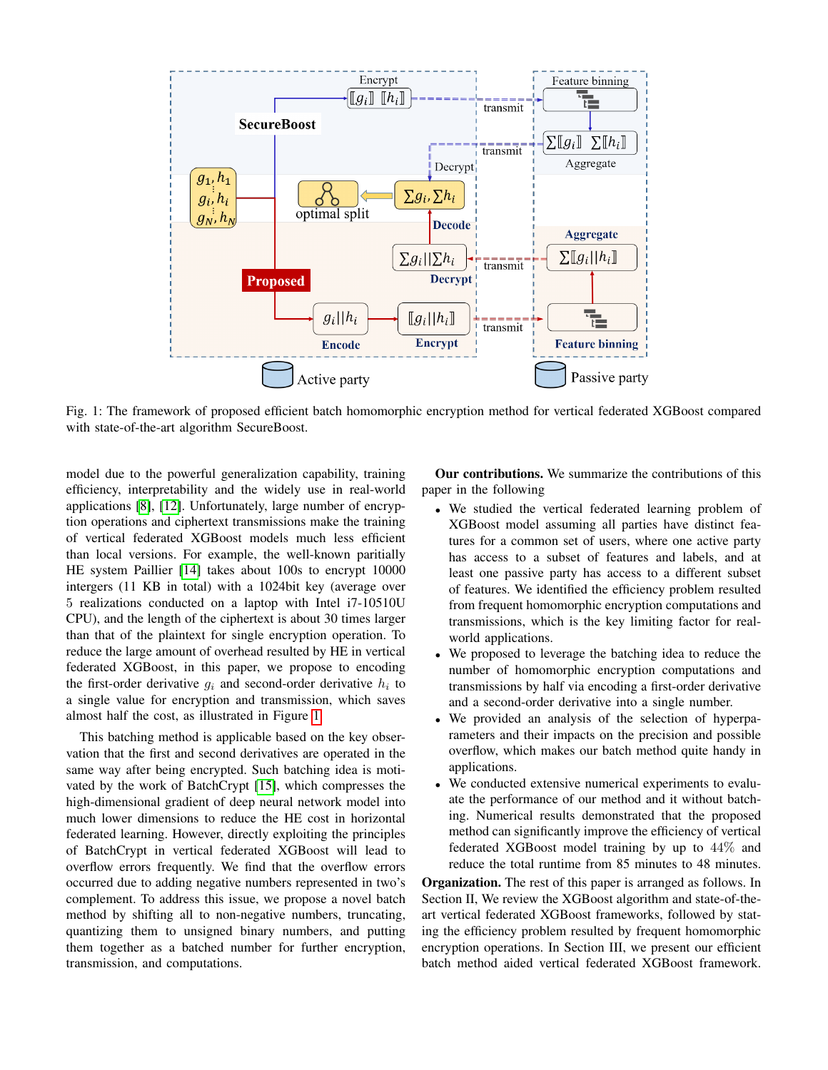Fig. 1: The framework of proposed efficient batch homomorphic encryption method for vertical federated XGBoost compared with state-of-the-art algorithm SecureBoost.

model due to the powerful generalization capability, training efficiency, interpretability and the widely use in real-world applications [8], [12]. Unfortunately, large number of encryption operations and ciphertext transmissions make the training of vertical federated XGBoost models much less efficient than local versions. For example, the well-known paritially HE system Paillier [14] takes about 100s to encrypt 10000 intergers (11 KB in total) with a 1024bit key (average over 5 realizations conducted on a laptop with Intel i7-10510U CPU), and the length of the ciphertext is about 30 times larger than that of the plaintext for single encryption operation. To reduce the large amount of overhead resulted by HE in vertical federated XGBoost, in this paper, we propose to encoding the first-order derivative $g_i$ and second-order derivative $h_i$ to a single value for encryption and transmission, which saves almost half the cost, as illustrated in Figure 1.

This batching method is applicable based on the key observation that the first and second derivatives are operated in the same way after being encrypted. Such batching idea is motivated by the work of BatchCrypt [15], which compresses the high-dimensional gradient of deep neural network model into much lower dimensions to reduce the HE cost in horizontal federated learning. However, directly exploiting the principles of BatchCrypt in vertical federated XGBoost will lead to overflow errors frequently. We find that the overflow errors occurred due to adding negative numbers represented in two's complement. To address this issue, we propose a novel batch method by shifting all to non-negative numbers, truncating, quantizing them to unsigned binary numbers, and putting them together as a batched number for further encryption, transmission, and computations.

**Our contributions.** We summarize the contributions of this paper in the following

- We studied the vertical federated learning problem of XGBoost model assuming all parties have distinct features for a common set of users, where one active party has access to a subset of features and labels, and at least one passive party has access to a different subset of features. We identified the efficiency problem resulted from frequent homomorphic encryption computations and transmissions, which is the key limiting factor for real-world applications.
- We proposed to leverage the batching idea to reduce the number of homomorphic encryption computations and transmissions by half via encoding a first-order derivative and a second-order derivative into a single number.
- We provided an analysis of the selection of hyperparameters and their impacts on the precision and possible overflow, which makes our batch method quite handy in applications.
- We conducted extensive numerical experiments to evaluate the performance of our method and it without batching. Numerical results demonstrated that the proposed method can significantly improve the efficiency of vertical federated XGBoost model training by up to $44\%$ and reduce the total runtime from 85 minutes to 48 minutes.

**Organization.** The rest of this paper is organized as follows. In Section II, We review the XGBoost algorithm and state-of-the-art vertical federated XGBoost frameworks, followed by stating the efficiency problem resulted by frequent homomorphic encryption operations. In Section III, we present our efficient batch method aided vertical federated XGBoost framework.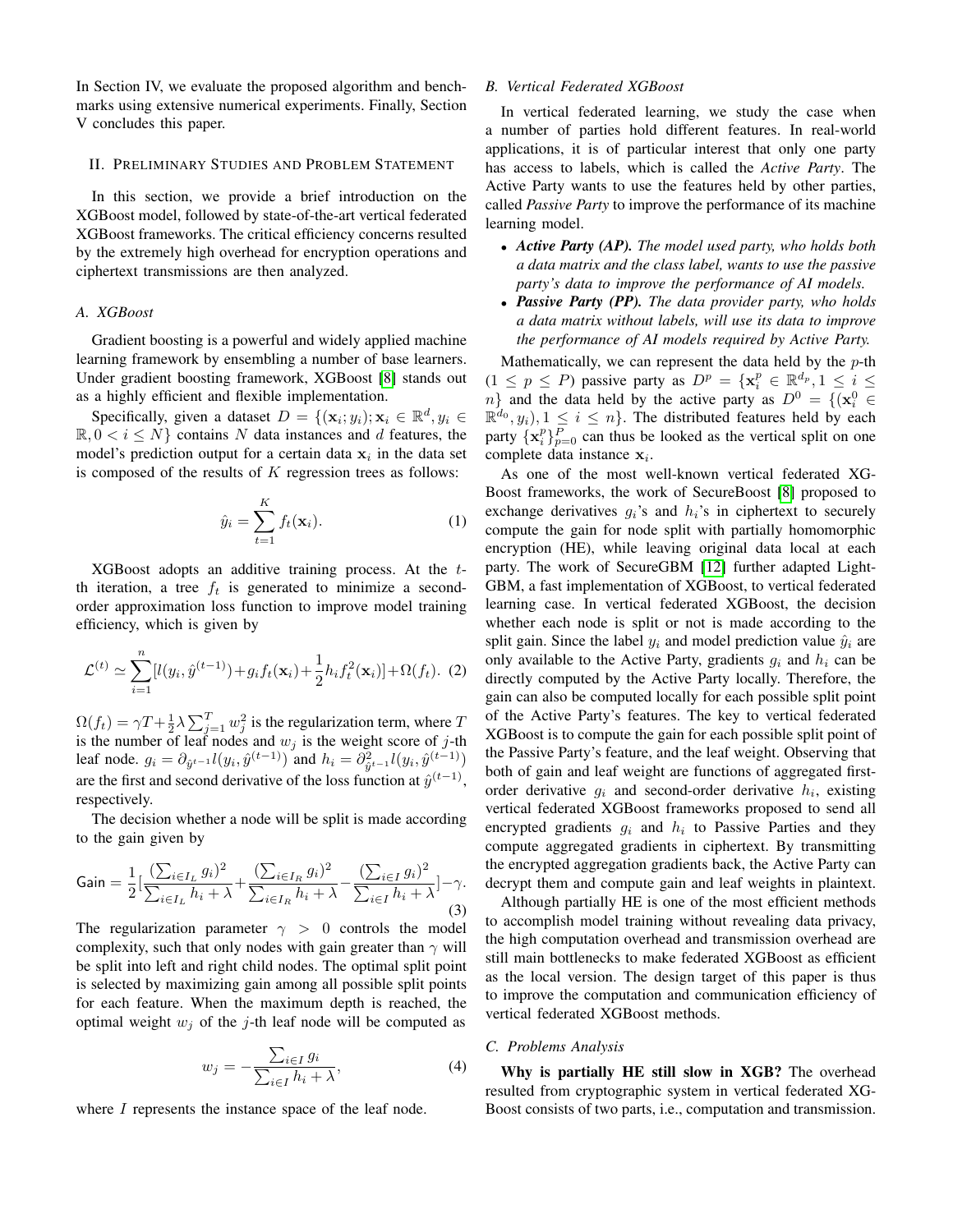In Section IV, we evaluate the proposed algorithm and benchmarks using extensive numerical experiments. Finally, Section V concludes this paper.

## II. Preliminary Studies and Problem Statement

In this section, we provide a brief introduction on the XGBoost model, followed by state-of-the-art vertical federated XGBoost frameworks. The critical efficiency concerns resulted by the extremely high overhead for encryption operations and ciphertext transmissions are then analyzed.

### A. XGBoost

Gradient boosting is a powerful and widely applied machine learning framework by ensembling a number of base learners. Under gradient boosting framework, XGBoost [8] stands out as a highly efficient and flexible implementation.

Specifically, given a dataset $D = \{(\mathbf{x}_i; y_i); \mathbf{x}_i \in \mathbb{R}^d, y_i \in \mathbb{R}, 0 < i \leq N\}$ contains $N$ data instances and $d$ features, the model's prediction output for a certain data $\mathbf{x}_i$ in the data set is composed of the results of $K$ regression trees as follows:

$$\hat{y}_i = \sum_{t=1}^{K} f_t(\mathbf{x}_i). \tag{1}$$

XGBoost adopts an additive training process. At the $t$-th iteration, a tree $f_t$ is generated to minimize a second-order approximation loss function to improve model training efficiency, which is given by

$$\mathcal{L}^{(t)} \simeq \sum_{i=1}^{n} [l(y_i, \hat{y}^{(t-1)}) + g_i f_t(\mathbf{x}_i) + \frac{1}{2} h_i f_t^2(\mathbf{x}_i)] + \Omega(f_t). \tag{2}$$

$\Omega(f_t) = \gamma T + \frac{1}{2}\lambda \sum_{j=1}^{T} w_j^2$ is the regularization term, where $T$ is the number of leaf nodes and $w_j$ is the weight score of $j$-th leaf node. $g_i = \partial_{\hat{y}^{t-1}} l(y_i, \hat{y}^{(t-1)})$ and $h_i = \partial^2_{\hat{y}^{t-1}} l(y_i, \hat{y}^{(t-1)})$ are the first and second derivative of the loss function at $\hat{y}^{(t-1)}$, respectively.

The decision whether a node will be split is made according to the gain given by

$$\mathsf{Gain} = \frac{1}{2}\left[\frac{(\sum_{i \in I_L} g_i)^2}{\sum_{i \in I_L} h_i + \lambda} + \frac{(\sum_{i \in I_R} g_i)^2}{\sum_{i \in I_R} h_i + \lambda} - \frac{(\sum_{i \in I} g_i)^2}{\sum_{i \in I} h_i + \lambda}\right] - \gamma. \tag{3}$$

The regularization parameter $\gamma > 0$ controls the model complexity, such that only nodes with gain greater than $\gamma$ will be split into left and right child nodes. The optimal split point is selected by maximizing gain among all possible split points for each feature. When the maximum depth is reached, the optimal weight $w_j$ of the $j$-th leaf node will be computed as

$$w_j = -\frac{\sum_{i \in I} g_i}{\sum_{i \in I} h_i + \lambda}, \tag{4}$$

where $I$ represents the instance space of the leaf node.

### B. Vertical Federated XGBoost

In vertical federated learning, we study the case when a number of parties hold different features. In real-world applications, it is of particular interest that only one party has access to labels, which is called the *Active Party*. The Active Party wants to use the features held by other parties, called *Passive Party* to improve the performance of its machine learning model.

- ***Active Party (AP).*** *The model used party, who holds both a data matrix and the class label, wants to use the passive party's data to improve the performance of AI models.*
- ***Passive Party (PP).*** *The data provider party, who holds a data matrix without labels, will use its data to improve the performance of AI models required by Active Party.*

Mathematically, we can represent the data held by the $p$-th ($1 \leq p \leq P$) passive party as $D^p = \{\mathbf{x}_i^p \in \mathbb{R}^{d_p}, 1 \leq i \leq n\}$ and the data held by the active party as $D^0 = \{(\mathbf{x}_i^0 \in \mathbb{R}^{d_0}, y_i), 1 \leq i \leq n\}$. The distributed features held by each party $\{\mathbf{x}_i^p\}_{p=0}^P$ can thus be looked as the vertical split on one complete data instance $\mathbf{x}_i$.

As one of the most well-known vertical federated XGBoost frameworks, the work of SecureBoost [8] proposed to exchange derivatives $g_i$'s and $h_i$'s in ciphertext to securely compute the gain for node split with partially homomorphic encryption (HE), while leaving original data local at each party. The work of SecureGBM [12] further adapted LightGBM, a fast implementation of XGBoost, to vertical federated learning case. In vertical federated XGBoost, the decision whether each node is split or not is made according to the split gain. Since the label $y_i$ and model prediction value $\hat{y}_i$ are only available to the Active Party, gradients $g_i$ and $h_i$ can be directly computed by the Active Party locally. Therefore, the gain can also be computed locally for each possible split point of the Active Party's features. The key to vertical federated XGBoost is to compute the gain for each possible split point of the Passive Party's feature, and the leaf weight. Observing that both of gain and leaf weight are functions of aggregated first-order derivative $g_i$ and second-order derivative $h_i$, existing vertical federated XGBoost frameworks proposed to send all encrypted gradients $g_i$ and $h_i$ to Passive Parties and they compute aggregated gradients in ciphertext. By transmitting the encrypted aggregation gradients back, the Active Party can decrypt them and compute gain and leaf weights in plaintext.

Although partially HE is one of the most efficient methods to accomplish model training without revealing data privacy, the high computation overhead and transmission overhead are still main bottlenecks to make federated XGBoost as efficient as the local version. The design target of this paper is thus to improve the computation and communication efficiency of vertical federated XGBoost methods.

### C. Problems Analysis

**Why is partially HE still slow in XGB?** The overhead resulted from cryptographic system in vertical federated XGBoost consists of two parts, i.e., computation and transmission.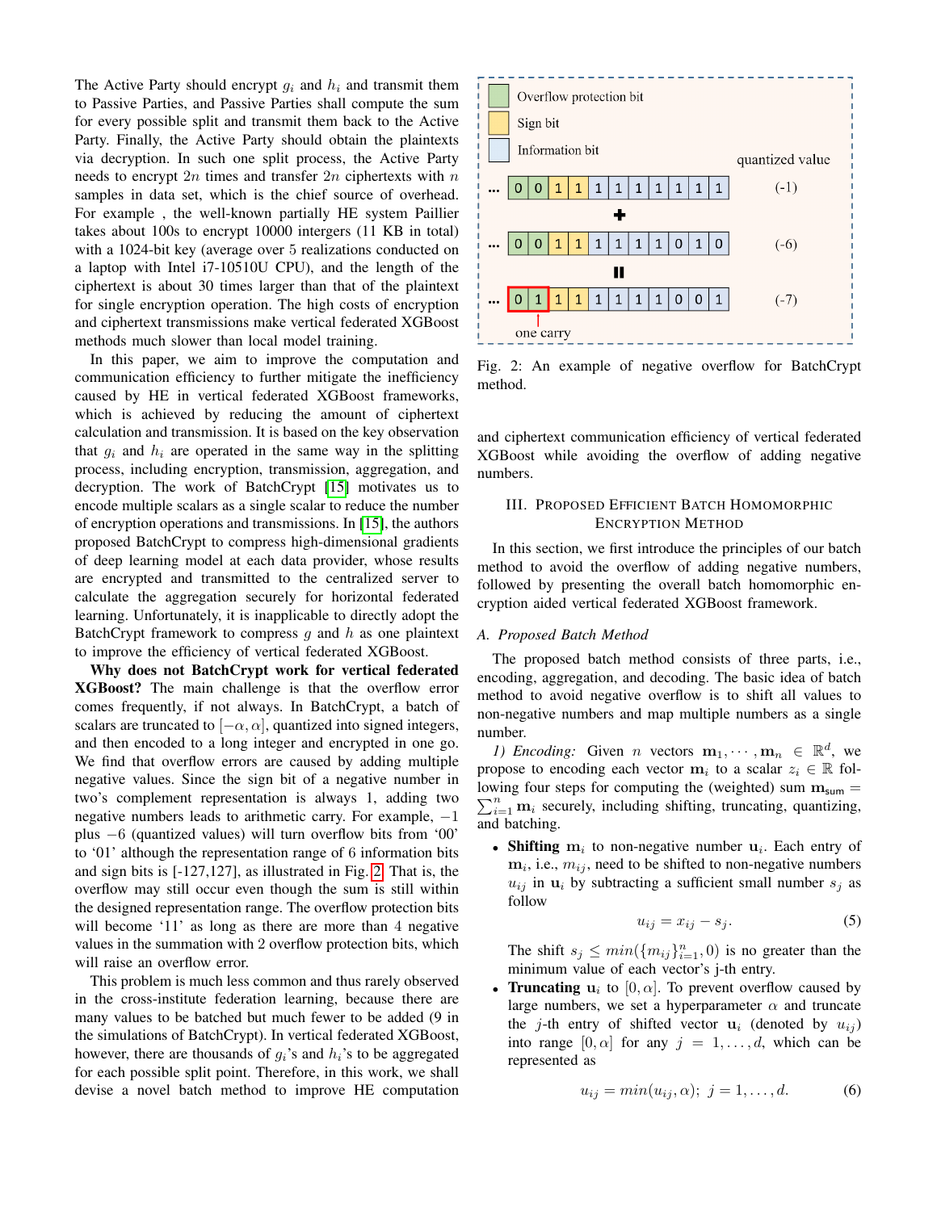The Active Party should encrypt $g_i$ and $h_i$ and transmit them to Passive Parties, and Passive Parties shall compute the sum for every possible split and transmit them back to the Active Party. Finally, the Active Party should obtain the plaintexts via decryption. In such one split process, the Active Party needs to encrypt $2n$ times and transfer $2n$ ciphertexts with $n$ samples in data set, which is the chief source of overhead. For example , the well-known partially HE system Paillier takes about 100s to encrypt 10000 intergers (11 KB in total) with a 1024-bit key (average over 5 realizations conducted on a laptop with Intel i7-10510U CPU), and the length of the ciphertext is about 30 times larger than that of the plaintext for single encryption operation. The high costs of encryption and ciphertext transmissions make vertical federated XGBoost methods much slower than local model training.

In this paper, we aim to improve the computation and communication efficiency to further mitigate the inefficiency caused by HE in vertical federated XGBoost frameworks, which is achieved by reducing the amount of ciphertext calculation and transmission. It is based on the key observation that $g_i$ and $h_i$ are operated in the same way in the splitting process, including encryption, transmission, aggregation, and decryption. The work of BatchCrypt [15] motivates us to encode multiple scalars as a single scalar to reduce the number of encryption operations and transmissions. In [15], the authors proposed BatchCrypt to compress high-dimensional gradients of deep learning model at each data provider, whose results are encrypted and transmitted to the centralized server to calculate the aggregation securely for horizontal federated learning. Unfortunately, it is inapplicable to directly adopt the BatchCrypt framework to compress $g$ and $h$ as one plaintext to improve the efficiency of vertical federated XGBoost.

**Why does not BatchCrypt work for vertical federated XGBoost?** The main challenge is that the overflow error comes frequently, if not always. In BatchCrypt, a batch of scalars are truncated to $[-\alpha, \alpha]$, quantized into signed integers, and then encoded to a long integer and encrypted in one go. We find that overflow errors are caused by adding multiple negative values. Since the sign bit of a negative number in two's complement representation is always 1, adding two negative numbers leads to arithmetic carry. For example, $-1$ plus $-6$ (quantized values) will turn overflow bits from '00' to '01' although the representation range of 6 information bits and sign bits is [-127,127], as illustrated in Fig. 2. That is, the overflow may still occur even though the sum is still within the designed representation range. The overflow protection bits will become '11' as long as there are more than 4 negative values in the summation with 2 overflow protection bits, which will raise an overflow error.

This problem is much less common and thus rarely observed in the cross-institute federation learning, because there are many values to be batched but much fewer to be added (9 in the simulations of BatchCrypt). In vertical federated XGBoost, however, there are thousands of $g_i$'s and $h_i$'s to be aggregated for each possible split point. Therefore, in this work, we shall devise a novel batch method to improve HE computation and ciphertext communication efficiency of vertical federated XGBoost while avoiding the overflow of adding negative numbers.

Fig. 2: An example of negative overflow for BatchCrypt method.

## III. Proposed Efficient Batch Homomorphic Encryption Method

In this section, we first introduce the principles of our batch method to avoid the overflow of adding negative numbers, followed by presenting the overall batch homomorphic encryption aided vertical federated XGBoost framework.

### A. Proposed Batch Method

The proposed batch method consists of three parts, i.e., encoding, aggregation, and decoding. The basic idea of batch method to avoid negative overflow is to shift all values to non-negative numbers and map multiple numbers as a single number.

*1) Encoding:* Given $n$ vectors $\mathbf{m}_1, \cdots, \mathbf{m}_n \in \mathbb{R}^d$, we propose to encoding each vector $\mathbf{m}_i$ to a scalar $z_i \in \mathbb{R}$ following four steps for computing the (weighted) sum $\mathbf{m}_{\mathsf{sum}} = \sum_{i=1}^{n} \mathbf{m}_i$ securely, including shifting, truncating, quantizing, and batching.

- **Shifting** $\mathbf{m}_i$ to non-negative number $\mathbf{u}_i$. Each entry of $\mathbf{m}_i$, i.e., $m_{ij}$, need to be shifted to non-negative numbers $u_{ij}$ in $\mathbf{u}_i$ by subtracting a sufficient small number $s_j$ as follow
$$u_{ij} = x_{ij} - s_j. \tag{5}$$
The shift $s_j \leq min(\{m_{ij}\}_{i=1}^{n}, 0)$ is no greater than the minimum value of each vector's j-th entry.
- **Truncating** $\mathbf{u}_i$ to $[0, \alpha]$. To prevent overflow caused by large numbers, we set a hyperparameter $\alpha$ and truncate the $j$-th entry of shifted vector $\mathbf{u}_i$ (denoted by $u_{ij}$) into range $[0, \alpha]$ for any $j = 1, \ldots, d$, which can be represented as
$$u_{ij} = min(u_{ij}, \alpha);\ j = 1, \ldots, d. \tag{6}$$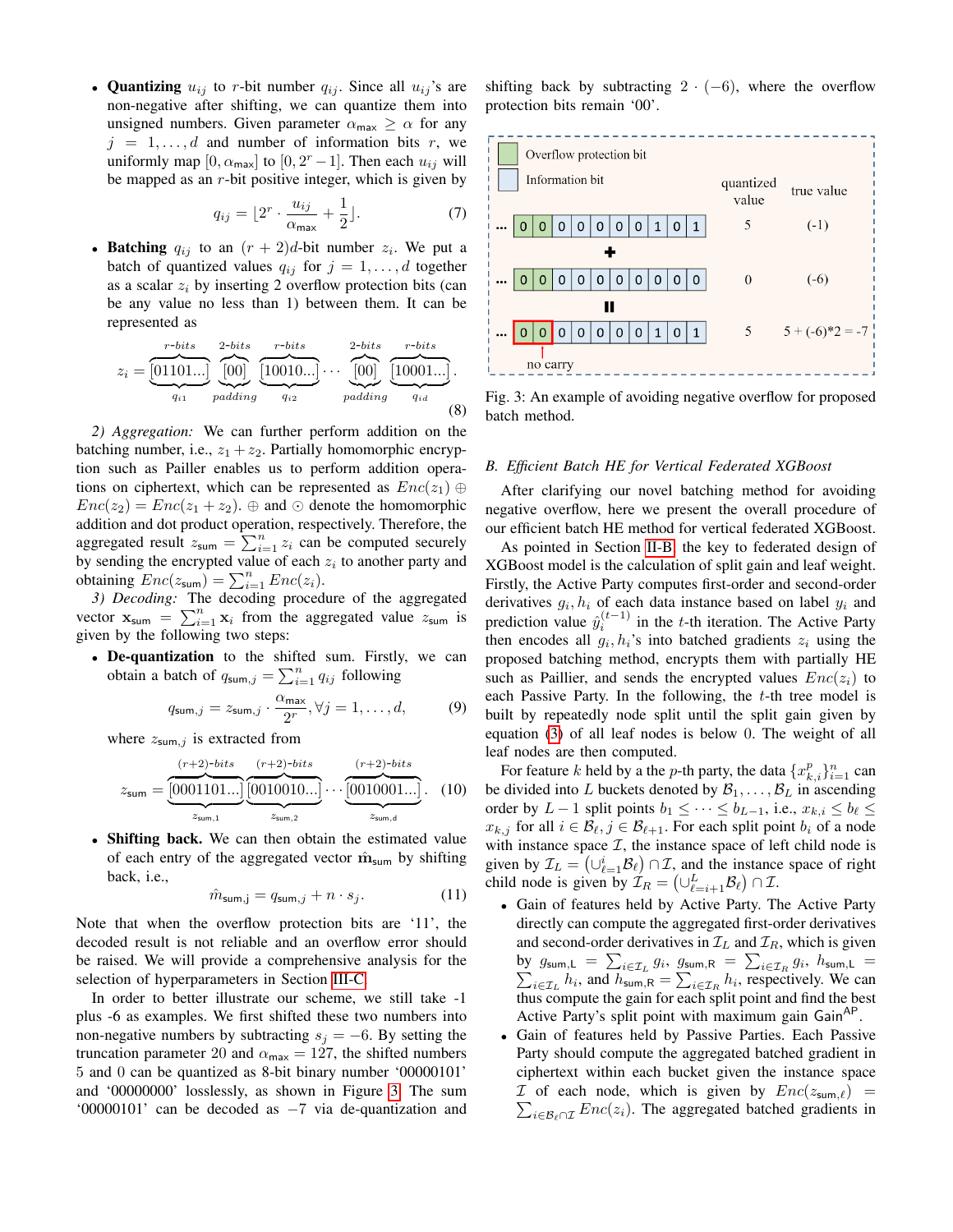- **Quantizing** $u_{ij}$ to $r$-bit number $q_{ij}$. Since all $u_{ij}$'s are non-negative after shifting, we can quantize them into unsigned numbers. Given parameter $\alpha_{\max} \geq \alpha$ for any $j = 1, \ldots, d$ and number of information bits $r$, we uniformly map $[0, \alpha_{\max}]$ to $[0, 2^r - 1]$. Then each $u_{ij}$ will be mapped as an $r$-bit positive integer, which is given by

$$q_{ij} = \lfloor 2^r \cdot \frac{u_{ij}}{\alpha_{\max}} + \frac{1}{2} \rfloor. \tag{7}$$

- **Batching** $q_{ij}$ to an $(r+2)d$-bit number $z_i$. We put a batch of quantized values $q_{ij}$ for $j = 1, \ldots, d$ together as a scalar $z_i$ by inserting 2 overflow protection bits (can be any value no less than 1) between them. It can be represented as

$$z_i = \underbrace{\overbrace{[01101...]}^{r\text{-}bits}}_{q_{i1}} \underbrace{\overbrace{[00]}^{2\text{-}bits}}_{padding} \underbrace{\overbrace{[10010...]}^{r\text{-}bits}}_{q_{i2}} \cdots \underbrace{\overbrace{[00]}^{2\text{-}bits}}_{padding} \underbrace{\overbrace{[10001...]}^{r\text{-}bits}}_{q_{id}}. \tag{8}$$

*2) Aggregation:* We can further perform addition on the batching number, i.e., $z_1 + z_2$. Partially homomorphic encryption such as Paillier enables us to perform addition operations on ciphertext, which can be represented as $Enc(z_1) \oplus Enc(z_2) = Enc(z_1 + z_2)$. $\oplus$ and $\odot$ denote the homomorphic addition and dot product operation, respectively. Therefore, the aggregated result $z_{\text{sum}} = \sum_{i=1}^{n} z_i$ can be computed securely by sending the encrypted value of each $z_i$ to another party and obtaining $Enc(z_{\text{sum}}) = \sum_{i=1}^{n} Enc(z_i)$.

*3) Decoding:* The decoding procedure of the aggregated vector $\mathbf{x}_{\text{sum}} = \sum_{i=1}^{n} \mathbf{x}_i$ from the aggregated value $z_{\text{sum}}$ is given by the following two steps:

- **De-quantization** to the shifted sum. Firstly, we can obtain a batch of $q_{\text{sum},j} = \sum_{i=1}^{n} q_{ij}$ following

$$q_{\text{sum},j} = z_{\text{sum},j} \cdot \frac{\alpha_{\max}}{2^r}, \forall j = 1, \ldots, d, \tag{9}$$

where $z_{\text{sum},j}$ is extracted from

$$z_{\text{sum}} = \underbrace{\overbrace{[0001101...]}^{(r+2)\text{-}bits}}_{z_{\text{sum},1}} \underbrace{\overbrace{[0010010...]}^{(r+2)\text{-}bits}}_{z_{\text{sum},2}} \cdots \underbrace{\overbrace{[0010001...]}^{(r+2)\text{-}bits}}_{z_{\text{sum},d}}. \tag{10}$$

- **Shifting back.** We can then obtain the estimated value of each entry of the aggregated vector $\hat{\mathbf{m}}_{\text{sum}}$ by shifting back, i.e.,

$$\hat{m}_{\text{sum,j}} = q_{\text{sum},j} + n \cdot s_j. \tag{11}$$

Note that when the overflow protection bits are '11', the decoded result is not reliable and an overflow error should be raised. We will provide a comprehensive analysis for the selection of hyperparameters in Section III-C.

In order to better illustrate our scheme, we still take -1 plus -6 as examples. We first shifted these two numbers into non-negative numbers by subtracting $s_j = -6$. By setting the truncation parameter 20 and $\alpha_{\max} = 127$, the shifted numbers 5 and 0 can be quantized as 8-bit binary number '00000101' and '00000000' losslessly, as shown in Figure 3. The sum '00000101' can be decoded as $-7$ via de-quantization and shifting back by subtracting $2 \cdot (-6)$, where the overflow protection bits remain '00'.

| | quantized value | true value |
|---|---|---|
| ... 0 0 0 0 0 0 0 1 0 1 | 5 | (-1) |
| + | | |
| ... 0 0 0 0 0 0 0 0 0 0 | 0 | (-6) |
| = | | |
| ... 0 0 0 0 0 0 0 1 0 1 | 5 | 5 + (-6)*2 = -7 |

Legend: Overflow protection bit; Information bit. (no carry)

Fig. 3: An example of avoiding negative overflow for proposed batch method.

### B. Efficient Batch HE for Vertical Federated XGBoost

After clarifying our novel batching method for avoiding negative overflow, here we present the overall procedure of our efficient batch HE method for vertical federated XGBoost.

As pointed in Section II-B, the key to federated design of XGBoost model is the calculation of split gain and leaf weight. Firstly, the Active Party computes first-order and second-order derivatives $g_i, h_i$ of each data instance based on label $y_i$ and prediction value $\hat{y}_i^{(t-1)}$ in the $t$-th iteration. The Active Party then encodes all $g_i, h_i$'s into batched gradients $z_i$ using the proposed batching method, encrypts them with partially HE such as Paillier, and sends the encrypted values $Enc(z_i)$ to each Passive Party. In the following, the $t$-th tree model is built by repeatedly node split until the split gain given by equation (3) of all leaf nodes is below 0. The weight of all leaf nodes are then computed.

For feature $k$ held by a the $p$-th party, the data $\{x_{k,i}^p\}_{i=1}^n$ can be divided into $L$ buckets denoted by $\mathcal{B}_1, \ldots, \mathcal{B}_L$ in ascending order by $L-1$ split points $b_1 \leq \cdots \leq b_{L-1}$, i.e., $x_{k,i} \leq b_\ell \leq x_{k,j}$ for all $i \in \mathcal{B}_\ell, j \in \mathcal{B}_{\ell+1}$. For each split point $b_i$ of a node with instance space $\mathcal{I}$, the instance space of left child node is given by $\mathcal{I}_L = \left(\cup_{\ell=1}^{i} \mathcal{B}_\ell\right) \cap \mathcal{I}$, and the instance space of right child node is given by $\mathcal{I}_R = \left(\cup_{\ell=i+1}^{L} \mathcal{B}_\ell\right) \cap \mathcal{I}$.

- Gain of features held by Active Party. The Active Party directly can compute the aggregated first-order derivatives and second-order derivatives in $\mathcal{I}_L$ and $\mathcal{I}_R$, which is given by $g_{\text{sum,L}} = \sum_{i \in \mathcal{I}_L} g_i$, $g_{\text{sum,R}} = \sum_{i \in \mathcal{I}_R} g_i$, $h_{\text{sum,L}} = \sum_{i \in \mathcal{I}_L} h_i$, and $h_{\text{sum,R}} = \sum_{i \in \mathcal{I}_R} h_i$, respectively. We can thus compute the gain for each split point and find the best Active Party's split point with maximum gain $\text{Gain}^{\text{AP}}$.
- Gain of features held by Passive Parties. Each Passive Party should compute the aggregated batched gradient in ciphertext within each bucket given the instance space $\mathcal{I}$ of each node, which is given by $Enc(z_{\text{sum},\ell}) = \sum_{i \in \mathcal{B}_\ell \cap \mathcal{I}} Enc(z_i)$. The aggregated batched gradients in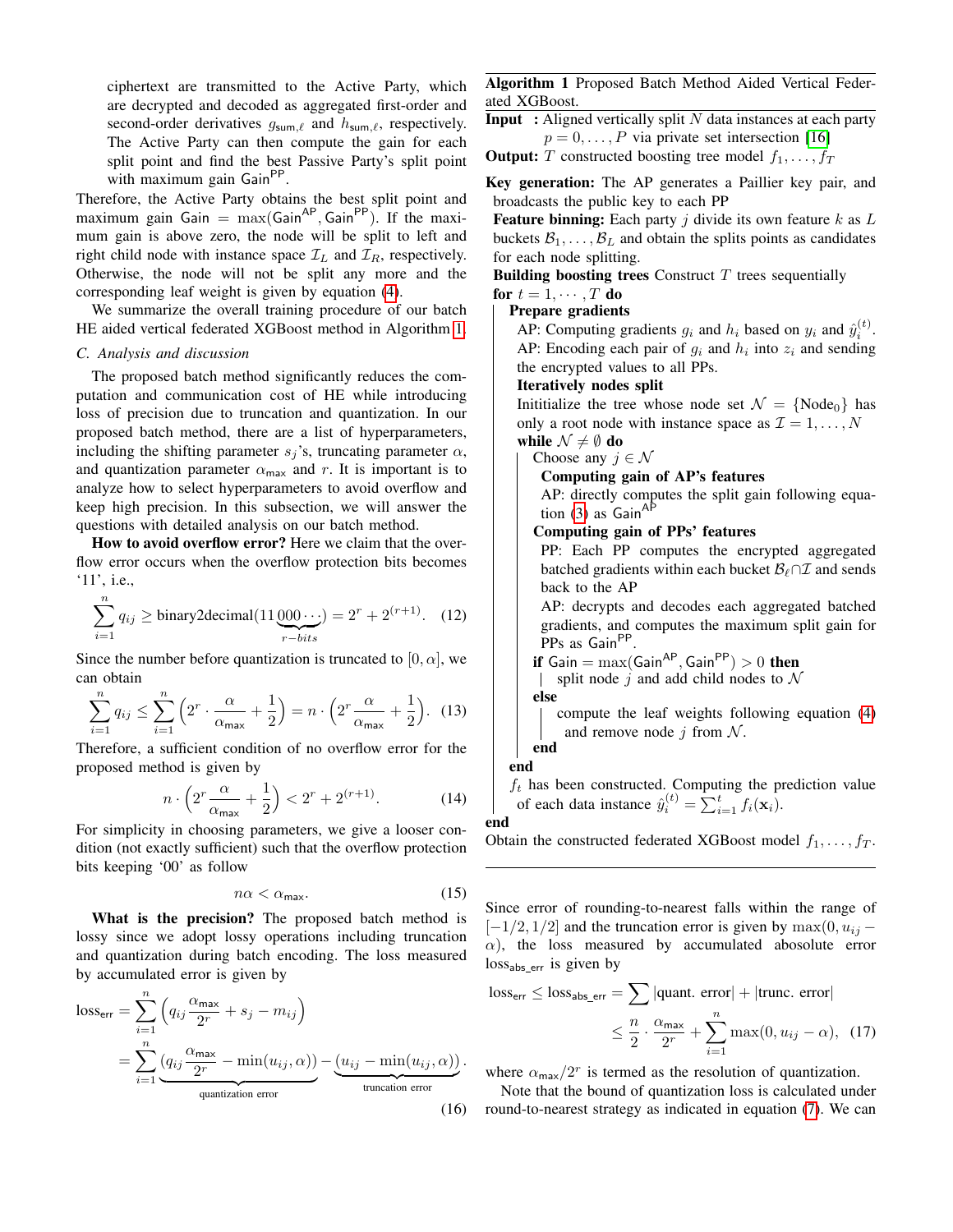ciphertext are transmitted to the Active Party, which are decrypted and decoded as aggregated first-order and second-order derivatives $g_{\mathsf{sum},\ell}$ and $h_{\mathsf{sum},\ell}$, respectively. The Active Party can then compute the gain for each split point and find the best Passive Party's split point with maximum gain $\mathsf{Gain}^{\mathsf{PP}}$.

Therefore, the Active Party obtains the best split point and maximum gain $\mathsf{Gain} = \max(\mathsf{Gain}^{\mathsf{AP}}, \mathsf{Gain}^{\mathsf{PP}})$. If the maximum gain is above zero, the node will be split to left and right child node with instance space $\mathcal{I}_L$ and $\mathcal{I}_R$, respectively. Otherwise, the node will not be split any more and the corresponding leaf weight is given by equation (4).

We summarize the overall training procedure of our batch HE aided vertical federated XGBoost method in Algorithm 1.

### C. Analysis and discussion

The proposed batch method significantly reduces the computation and communication cost of HE while introducing loss of precision due to truncation and quantization. In our proposed batch method, there are a list of hyperparameters, including the shifting parameter $s_j$'s, truncating parameter $\alpha$, and quantization parameter $\alpha_{\mathsf{max}}$ and $r$. It is important is to analyze how to select hyperparameters to avoid overflow and keep high precision. In this subsection, we will answer the questions with detailed analysis on our batch method.

**How to avoid overflow error?** Here we claim that the overflow error occurs when the overflow protection bits becomes '11', i.e.,

$$\sum_{i=1}^{n} q_{ij} \geq \text{binary2decimal}(11\underbrace{000\cdots}_{r-bits}) = 2^r + 2^{(r+1)}. \quad (12)$$

Since the number before quantization is truncated to $[0, \alpha]$, we can obtain

$$\sum_{i=1}^{n} q_{ij} \leq \sum_{i=1}^{n} \left(2^r \cdot \frac{\alpha}{\alpha_{\mathsf{max}}} + \frac{1}{2}\right) = n \cdot \left(2^r \frac{\alpha}{\alpha_{\mathsf{max}}} + \frac{1}{2}\right). \quad (13)$$

Therefore, a sufficient condition of no overflow error for the proposed method is given by

$$n \cdot \left(2^r \frac{\alpha}{\alpha_{\mathsf{max}}} + \frac{1}{2}\right) < 2^r + 2^{(r+1)}. \quad (14)$$

For simplicity in choosing parameters, we give a looser condition (not exactly sufficient) such that the overflow protection bits keeping '00' as follow

$$n\alpha < \alpha_{\mathsf{max}}. \quad (15)$$

**What is the precision?** The proposed batch method is lossy since we adopt lossy operations including truncation and quantization during batch encoding. The loss measured by accumulated error is given by

$$\begin{aligned}
\text{loss}_{\mathsf{err}} &= \sum_{i=1}^{n} \left(q_{ij} \frac{\alpha_{\mathsf{max}}}{2^r} + s_j - m_{ij}\right) \\
&= \sum_{i=1}^{n} \underbrace{\left(q_{ij} \frac{\alpha_{\mathsf{max}}}{2^r} - \min(u_{ij}, \alpha)\right)}_{\text{quantization error}} - \underbrace{\left(u_{ij} - \min(u_{ij}, \alpha)\right)}_{\text{truncation error}}.
\end{aligned} \quad (16)$$

**Algorithm 1** Proposed Batch Method Aided Vertical Federated XGBoost.

**Input :** Aligned vertically split $N$ data instances at each party $p = 0, \ldots, P$ via private set intersection [16]

**Output:** $T$ constructed boosting tree model $f_1, \ldots, f_T$

**Key generation:** The AP generates a Paillier key pair, and broadcasts the public key to each PP

**Feature binning:** Each party $j$ divide its own feature $k$ as $L$ buckets $\mathcal{B}_1, \ldots, \mathcal{B}_L$ and obtain the splits points as candidates for each node splitting.

**Building boosting trees** Construct $T$ trees sequentially

**for** $t = 1, \cdots, T$ **do**

- **Prepare gradients**
  - AP: Computing gradients $g_i$ and $h_i$ based on $y_i$ and $\hat{y}_i^{(t)}$.
  - AP: Encoding each pair of $g_i$ and $h_i$ into $z_i$ and sending the encrypted values to all PPs.
- **Iteratively nodes split**
  - Inititialize the tree whose node set $\mathcal{N} = \{\text{Node}_0\}$ has only a root node with instance space as $\mathcal{I} = 1, \ldots, N$
  - **while** $\mathcal{N} \neq \emptyset$ **do**
    - Choose any $j \in \mathcal{N}$
    - **Computing gain of AP's features**
      - AP: directly computes the split gain following equation (3) as $\mathsf{Gain}^{\mathsf{AP}}$
    - **Computing gain of PPs' features**
      - PP: Each PP computes the encrypted aggregated batched gradients within each bucket $\mathcal{B}_\ell \cap \mathcal{I}$ and sends back to the AP
      - AP: decrypts and decodes each aggregated batched gradients, and computes the maximum split gain for PPs as $\mathsf{Gain}^{\mathsf{PP}}$.
    - **if** $\mathsf{Gain} = \max(\mathsf{Gain}^{\mathsf{AP}}, \mathsf{Gain}^{\mathsf{PP}}) > 0$ **then**
      - split node $j$ and add child nodes to $\mathcal{N}$
    - **else**
      - compute the leaf weights following equation (4) and remove node $j$ from $\mathcal{N}$.
    - **end**
  - **end**
- $f_t$ has been constructed. Computing the prediction value of each data instance $\hat{y}_i^{(t)} = \sum_{i=1}^{t} f_i(\mathbf{x}_i)$.

**end**

Obtain the constructed federated XGBoost model $f_1, \ldots, f_T$.

---

Since error of rounding-to-nearest falls within the range of $[-1/2, 1/2]$ and the truncation error is given by $\max(0, u_{ij} - \alpha)$, the loss measured by accumulated abosolute error $\text{loss}_{\mathsf{abs\_err}}$ is given by

$$\begin{aligned}
\text{loss}_{\mathsf{err}} \leq \text{loss}_{\mathsf{abs\_err}} &= \sum |\text{quant. error}| + |\text{trunc. error}| \\
&\leq \frac{n}{2} \cdot \frac{\alpha_{\mathsf{max}}}{2^r} + \sum_{i=1}^{n} \max(0, u_{ij} - \alpha),
\end{aligned} \quad (17)$$

where $\alpha_{\mathsf{max}}/2^r$ is termed as the resolution of quantization.

Note that the bound of quantization loss is calculated under round-to-nearest strategy as indicated in equation (7). We can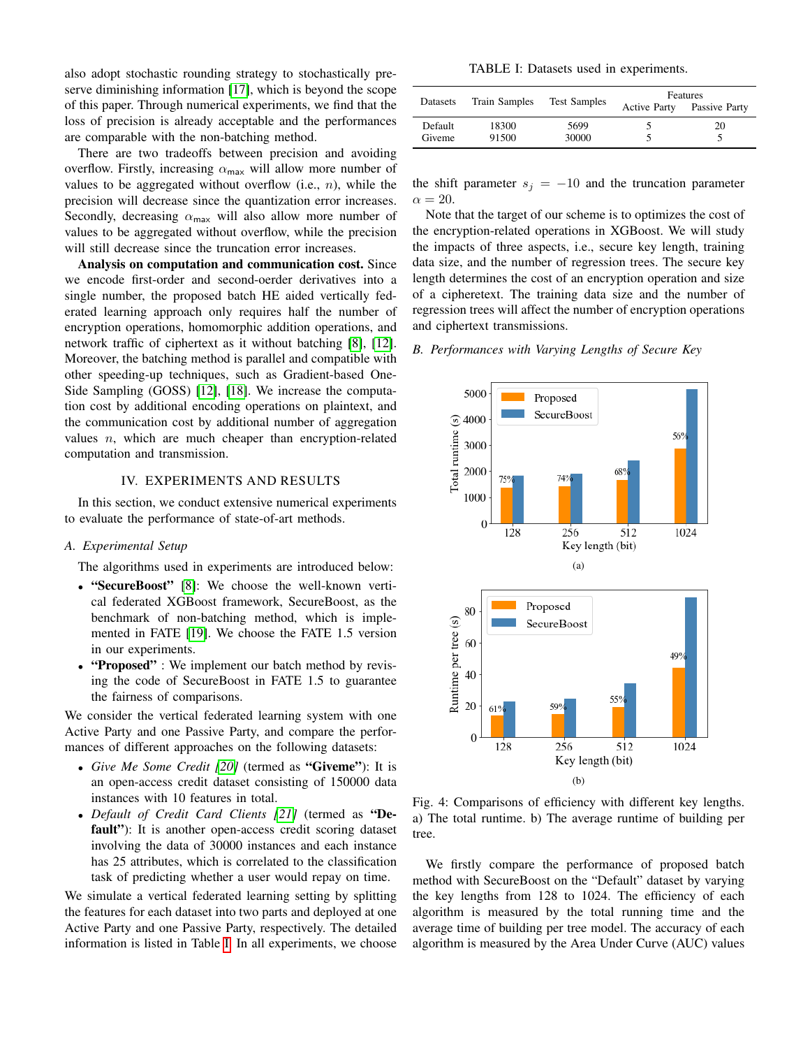also adopt stochastic rounding strategy to stochastically preserve diminishing information [17], which is beyond the scope of this paper. Through numerical experiments, we find that the loss of precision is already acceptable and the performances are comparable with the non-batching method.

There are two tradeoffs between precision and avoiding overflow. Firstly, increasing $\alpha_{\max}$ will allow more number of values to be aggregated without overflow (i.e., $n$), while the precision will decrease since the quantization error increases. Secondly, decreasing $\alpha_{\max}$ will also allow more number of values to be aggregated without overflow, while the precision will still decrease since the truncation error increases.

**Analysis on computation and communication cost.** Since we encode first-order and second-oerder derivatives into a single number, the proposed batch HE aided vertically federated learning approach only requires half the number of encryption operations, homomorphic addition operations, and network traffic of ciphertext as it without batching [8], [12]. Moreover, the batching method is parallel and compatible with other speeding-up techniques, such as Gradient-based One-Side Sampling (GOSS) [12], [18]. We increase the computation cost by additional encoding operations on plaintext, and the communication cost by additional number of aggregation values $n$, which are much cheaper than encryption-related computation and transmission.

## IV. Experiments and Results

In this section, we conduct extensive numerical experiments to evaluate the performance of state-of-art methods.

### A. Experimental Setup

The algorithms used in experiments are introduced below:

- **"SecureBoost"** [8]: We choose the well-known vertical federated XGBoost framework, SecureBoost, as the benchmark of non-batching method, which is implemented in FATE [19]. We choose the FATE 1.5 version in our experiments.
- **"Proposed"** : We implement our batch method by revising the code of SecureBoost in FATE 1.5 to guarantee the fairness of comparisons.

We consider the vertical federated learning system with one Active Party and one Passive Party, and compare the performances of different approaches on the following datasets:

- *Give Me Some Credit [20]* (termed as **"Giveme"**): It is an open-access credit dataset consisting of 150000 data instances with 10 features in total.
- *Default of Credit Card Clients [21]* (termed as **"Default"**): It is another open-access credit scoring dataset involving the data of 30000 instances and each instance has 25 attributes, which is correlated to the classification task of predicting whether a user would repay on time.

We simulate a vertical federated learning setting by splitting the features for each dataset into two parts and deployed at one Active Party and one Passive Party, respectively. The detailed information is listed in Table I. In all experiments, we choose the shift parameter $s_j = -10$ and the truncation parameter $\alpha = 20$.

TABLE I: Datasets used in experiments.

| Datasets | Train Samples | Test Samples | Features | |
|---|---|---|---|---|
| | | | Active Party | Passive Party |
| Default | 18300 | 5699 | 5 | 20 |
| Giveme | 91500 | 30000 | 5 | 5 |

Note that the target of our scheme is to optimizes the cost of the encryption-related operations in XGBoost. We will study the impacts of three aspects, i.e., secure key length, training data size, and the number of regression trees. The secure key length determines the cost of an encryption operation and size of a cipheretext. The training data size and the number of regression trees will affect the number of encryption operations and ciphertext transmissions.

### B. Performances with Varying Lengths of Secure Key

Fig. 4: Comparisons of efficiency with different key lengths. a) The total runtime. b) The average runtime of building per tree.

We firstly compare the performance of proposed batch method with SecureBoost on the "Default" dataset by varying the key lengths from 128 to 1024. The efficiency of each algorithm is measured by the total running time and the average time of building per tree model. The accuracy of each algorithm is measured by the Area Under Curve (AUC) values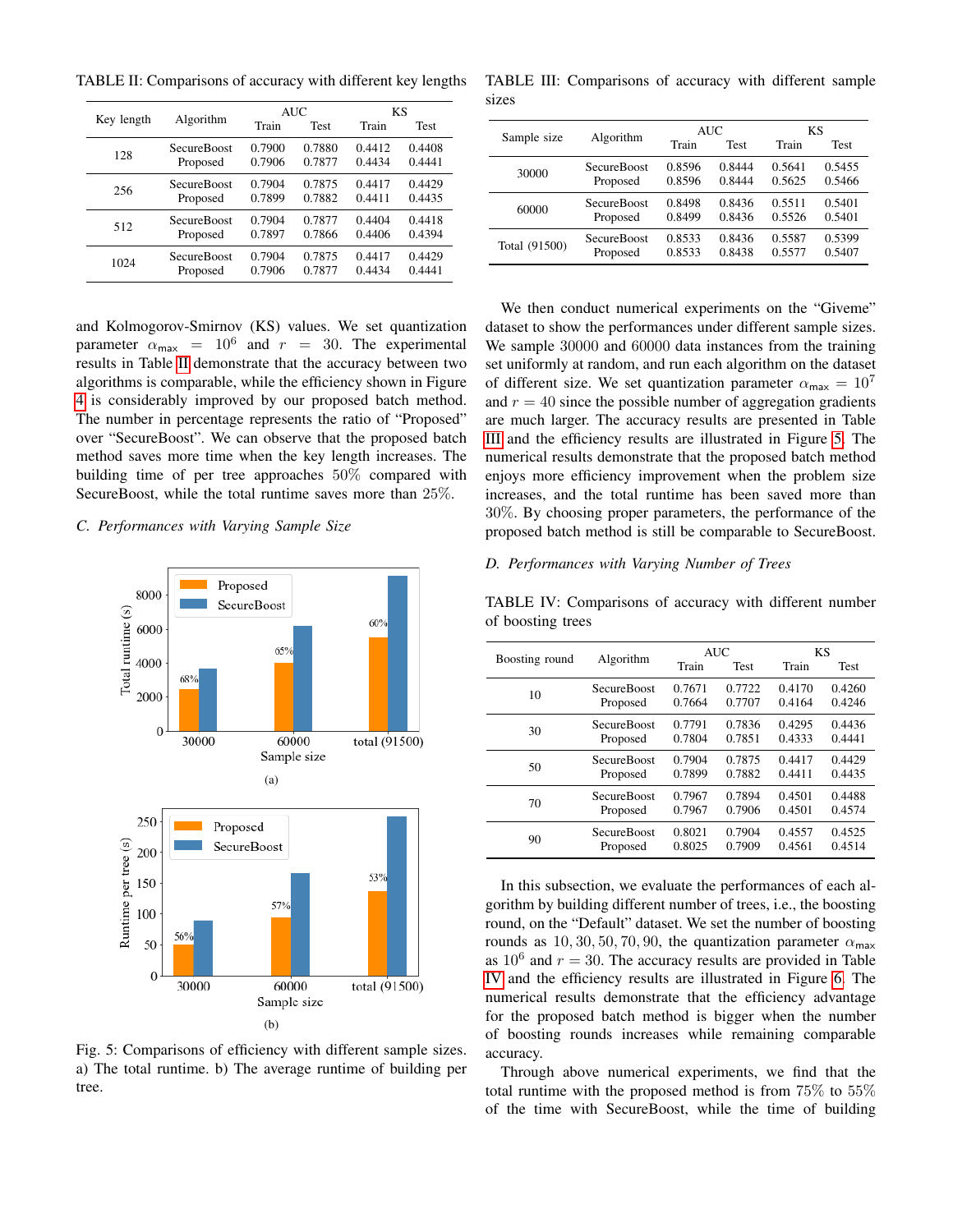TABLE II: Comparisons of accuracy with different key lengths

| Key length | Algorithm | AUC | | KS | |
|---|---|---|---|---|---|
| | | Train | Test | Train | Test |
| 128 | SecureBoost | 0.7900 | 0.7880 | 0.4412 | 0.4408 |
| | Proposed | 0.7906 | 0.7877 | 0.4434 | 0.4441 |
| 256 | SecureBoost | 0.7904 | 0.7875 | 0.4417 | 0.4429 |
| | Proposed | 0.7899 | 0.7882 | 0.4411 | 0.4435 |
| 512 | SecureBoost | 0.7904 | 0.7877 | 0.4404 | 0.4418 |
| | Proposed | 0.7897 | 0.7866 | 0.4406 | 0.4394 |
| 1024 | SecureBoost | 0.7904 | 0.7875 | 0.4417 | 0.4429 |
| | Proposed | 0.7906 | 0.7877 | 0.4434 | 0.4441 |

and Kolmogorov-Smirnov (KS) values. We set quantization parameter $\alpha_{\max} = 10^6$ and $r = 30$. The experimental results in Table II demonstrate that the accuracy between two algorithms is comparable, while the efficiency shown in Figure 4 is considerably improved by our proposed batch method. The number in percentage represents the ratio of "Proposed" over "SecureBoost". We can observe that the proposed batch method saves more time when the key length increases. The building time of per tree approaches 50% compared with SecureBoost, while the total runtime saves more than 25%.

### C. Performances with Varying Sample Size

Fig. 5: Comparisons of efficiency with different sample sizes. a) The total runtime. b) The average runtime of building per tree.

TABLE III: Comparisons of accuracy with different sample sizes

| Sample size | Algorithm | AUC | | KS | |
|---|---|---|---|---|---|
| | | Train | Test | Train | Test |
| 30000 | SecureBoost | 0.8596 | 0.8444 | 0.5641 | 0.5455 |
| | Proposed | 0.8596 | 0.8444 | 0.5625 | 0.5466 |
| 60000 | SecureBoost | 0.8498 | 0.8436 | 0.5511 | 0.5401 |
| | Proposed | 0.8499 | 0.8436 | 0.5526 | 0.5401 |
| Total (91500) | SecureBoost | 0.8533 | 0.8436 | 0.5587 | 0.5399 |
| | Proposed | 0.8533 | 0.8438 | 0.5577 | 0.5407 |

We then conduct numerical experiments on the "Giveme" dataset to show the performances under different sample sizes. We sample 30000 and 60000 data instances from the training set uniformly at random, and run each algorithm on the dataset of different size. We set quantization parameter $\alpha_{\max} = 10^7$ and $r = 40$ since the possible number of aggregation gradients are much larger. The accuracy results are presented in Table III and the efficiency results are illustrated in Figure 5. The numerical results demonstrate that the proposed batch method enjoys more efficiency improvement when the problem size increases, and the total runtime has been saved more than 30%. By choosing proper parameters, the performance of the proposed batch method is still be comparable to SecureBoost.

### D. Performances with Varying Number of Trees

TABLE IV: Comparisons of accuracy with different number of boosting trees

| Boosting round | Algorithm | AUC | | KS | |
|---|---|---|---|---|---|
| | | Train | Test | Train | Test |
| 10 | SecureBoost | 0.7671 | 0.7722 | 0.4170 | 0.4260 |
| | Proposed | 0.7664 | 0.7707 | 0.4164 | 0.4246 |
| 30 | SecureBoost | 0.7791 | 0.7836 | 0.4295 | 0.4436 |
| | Proposed | 0.7804 | 0.7851 | 0.4333 | 0.4441 |
| 50 | SecureBoost | 0.7904 | 0.7875 | 0.4417 | 0.4429 |
| | Proposed | 0.7899 | 0.7882 | 0.4411 | 0.4435 |
| 70 | SecureBoost | 0.7967 | 0.7894 | 0.4501 | 0.4488 |
| | Proposed | 0.7967 | 0.7906 | 0.4501 | 0.4574 |
| 90 | SecureBoost | 0.8021 | 0.7904 | 0.4557 | 0.4525 |
| | Proposed | 0.8025 | 0.7909 | 0.4561 | 0.4514 |

In this subsection, we evaluate the performances of each algorithm by building different number of trees, i.e., the boosting round, on the "Default" dataset. We set the number of boosting rounds as $10, 30, 50, 70, 90$, the quantization parameter $\alpha_{\max}$ as $10^6$ and $r = 30$. The accuracy results are provided in Table IV and the efficiency results are illustrated in Figure 6. The numerical results demonstrate that the efficiency advantage for the proposed batch method is bigger when the number of boosting rounds increases while remaining comparable accuracy.

Through above numerical experiments, we find that the total runtime with the proposed method is from 75% to 55% of the time with SecureBoost, while the time of building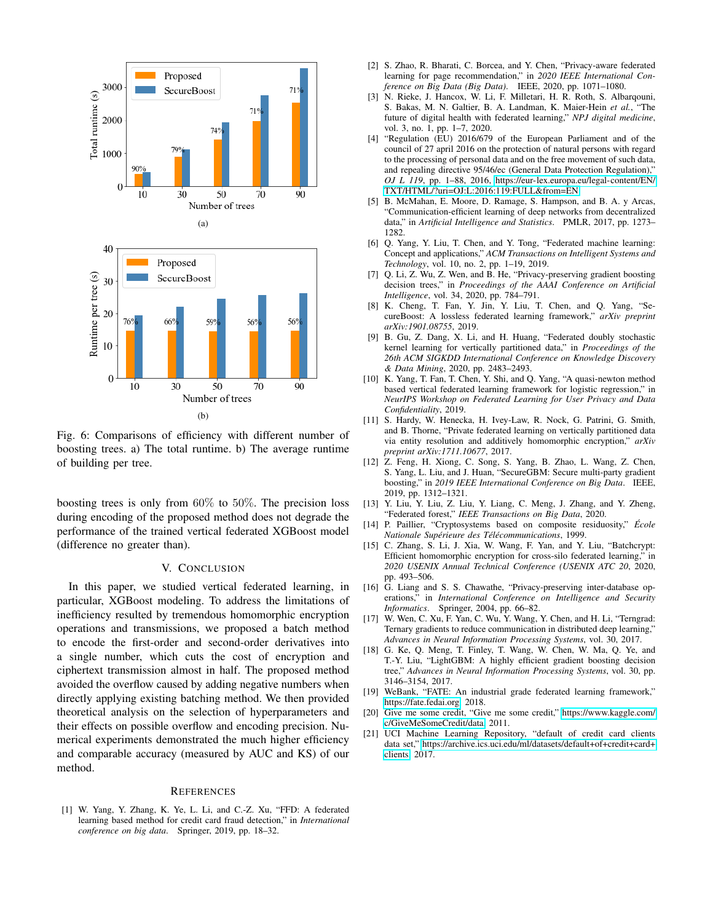Proposed
SecureBoost

Total runtime (s)

0
1000
2000
3000

90%
79%
74%
71%
71%

10
30
50
70
90

Number of trees

(a)

Proposed
SecureBoost

Runtime per tree (s)

0
10
20
30
40

76%
66%
59%
56%
56%

10
30
50
70
90

Number of trees

(b)

Fig. 6: Comparisons of efficiency with different number of boosting trees. a) The total runtime. b) The average runtime of building per tree.

boosting trees is only from 60% to 50%. The precision loss during encoding of the proposed method does not degrade the performance of the trained vertical federated XGBoost model (difference no greater than).

## V. Conclusion

In this paper, we studied vertical federated learning, in particular, XGBoost modeling. To address the limitations of inefficiency resulted by tremendous homomorphic encryption operations and transmissions, we proposed a batch method to encode the first-order and second-order derivatives into a single number, which cuts the cost of encryption and ciphertext transmission almost in half. The proposed method avoided the overflow caused by adding negative numbers when directly applying existing batching method. We then provided theoretical analysis on the selection of hyperparameters and their effects on possible overflow and encoding precision. Numerical experiments demonstrated the much higher efficiency and comparable accuracy (measured by AUC and KS) of our method.

## References

[1] W. Yang, Y. Zhang, K. Ye, L. Li, and C.-Z. Xu, "FFD: A federated learning based method for credit card fraud detection," in *International conference on big data*. Springer, 2019, pp. 18–32.

[2] S. Zhao, R. Bharati, C. Borcea, and Y. Chen, "Privacy-aware federated learning for page recommendation," in *2020 IEEE International Conference on Big Data (Big Data)*. IEEE, 2020, pp. 1071–1080.

[3] N. Rieke, J. Hancox, W. Li, F. Milletari, H. R. Roth, S. Albarqouni, S. Bakas, M. N. Galtier, B. A. Landman, K. Maier-Hein *et al.*, "The future of digital health with federated learning," *NPJ digital medicine*, vol. 3, no. 1, pp. 1–7, 2020.

[4] "Regulation (EU) 2016/679 of the European Parliament and of the council of 27 april 2016 on the protection of natural persons with regard to the processing of personal data and on the free movement of such data, and repealing directive 95/46/ec (General Data Protection Regulation)," *OJ L 119*, pp. 1–88, 2016, https://eur-lex.europa.eu/legal-content/EN/TXT/HTML/?uri=OJ:L:2016:119:FULL&from=EN.

[5] B. McMahan, E. Moore, D. Ramage, S. Hampson, and B. A. y Arcas, "Communication-efficient learning of deep networks from decentralized data," in *Artificial Intelligence and Statistics*. PMLR, 2017, pp. 1273–1282.

[6] Q. Yang, Y. Liu, T. Chen, and Y. Tong, "Federated machine learning: Concept and applications," *ACM Transactions on Intelligent Systems and Technology*, vol. 10, no. 2, pp. 1–19, 2019.

[7] Q. Li, Z. Wu, Z. Wen, and B. He, "Privacy-preserving gradient boosting decision trees," in *Proceedings of the AAAI Conference on Artificial Intelligence*, vol. 34, 2020, pp. 784–791.

[8] K. Cheng, T. Fan, Y. Jin, Y. Liu, T. Chen, and Q. Yang, "SecureBoost: A lossless federated learning framework," *arXiv preprint arXiv:1901.08755*, 2019.

[9] B. Gu, Z. Dang, X. Li, and H. Huang, "Federated doubly stochastic kernel learning for vertically partitioned data," in *Proceedings of the 26th ACM SIGKDD International Conference on Knowledge Discovery & Data Mining*, 2020, pp. 2483–2493.

[10] K. Yang, T. Fan, T. Chen, Y. Shi, and Q. Yang, "A quasi-newton method based vertical federated learning framework for logistic regression," in *NeurIPS Workshop on Federated Learning for User Privacy and Data Confidentiality*, 2019.

[11] S. Hardy, W. Henecka, H. Ivey-Law, R. Nock, G. Patrini, G. Smith, and B. Thorne, "Private federated learning on vertically partitioned data via entity resolution and additively homomorphic encryption," *arXiv preprint arXiv:1711.10677*, 2017.

[12] Z. Feng, H. Xiong, C. Song, S. Yang, B. Zhao, L. Wang, Z. Chen, S. Yang, L. Liu, and J. Huan, "SecureGBM: Secure multi-party gradient boosting," in *2019 IEEE International Conference on Big Data*. IEEE, 2019, pp. 1312–1321.

[13] Y. Liu, Y. Liu, Z. Liu, Y. Liang, C. Meng, J. Zhang, and Y. Zheng, "Federated forest," *IEEE Transactions on Big Data*, 2020.

[14] P. Paillier, "Cryptosystems based on composite residuosity," *École Nationale Supérieure des Télécommunications*, 1999.

[15] C. Zhang, S. Li, J. Xia, W. Wang, F. Yan, and Y. Liu, "Batchcrypt: Efficient homomorphic encryption for cross-silo federated learning," in *2020 USENIX Annual Technical Conference (USENIX ATC 20*, 2020, pp. 493–506.

[16] G. Liang and S. S. Chawathe, "Privacy-preserving inter-database operations," in *International Conference on Intelligence and Security Informatics*. Springer, 2004, pp. 66–82.

[17] W. Wen, C. Xu, F. Yan, C. Wu, Y. Wang, Y. Chen, and H. Li, "Terngrad: Ternary gradients to reduce communication in distributed deep learning," *Advances in Neural Information Processing Systems*, vol. 30, 2017.

[18] G. Ke, Q. Meng, T. Finley, T. Wang, W. Chen, W. Ma, Q. Ye, and T.-Y. Liu, "LightGBM: A highly efficient gradient boosting decision tree," *Advances in Neural Information Processing Systems*, vol. 30, pp. 3146–3154, 2017.

[19] WeBank, "FATE: An industrial grade federated learning framework," https://fate.fedai.org, 2018.

[20] Give me some credit, "Give me some credit," https://www.kaggle.com/c/GiveMeSomeCredit/data, 2011.

[21] UCI Machine Learning Repository, "default of credit card clients data set," https://archive.ics.uci.edu/ml/datasets/default+of+credit+card+clients, 2017.